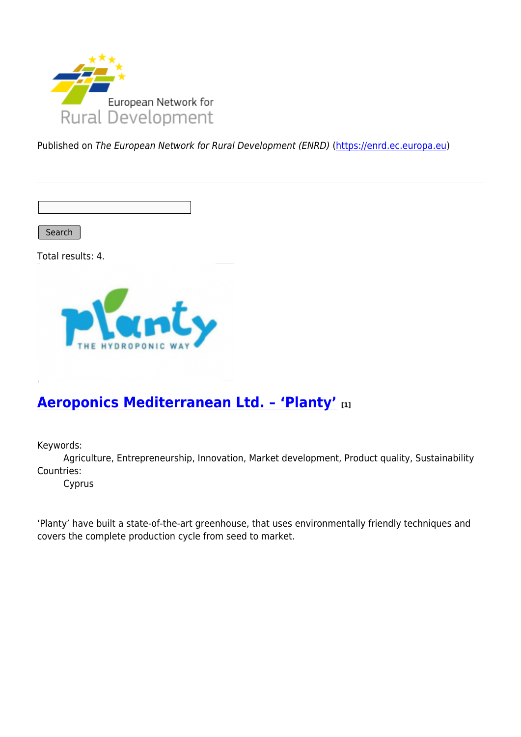Published on *The European Network for Rural Development (ENRD)* (https://enrd.ec.europa.eu)

Search

Total results: 4.

## Aeroponics Mediterranean Ltd. – 'Planty' [1]

Keywords:
Agriculture, Entrepreneurship, Innovation, Market development, Product quality, Sustainability

Countries:
Cyprus

'Planty' have built a state-of-the-art greenhouse, that uses environmentally friendly techniques and covers the complete production cycle from seed to market.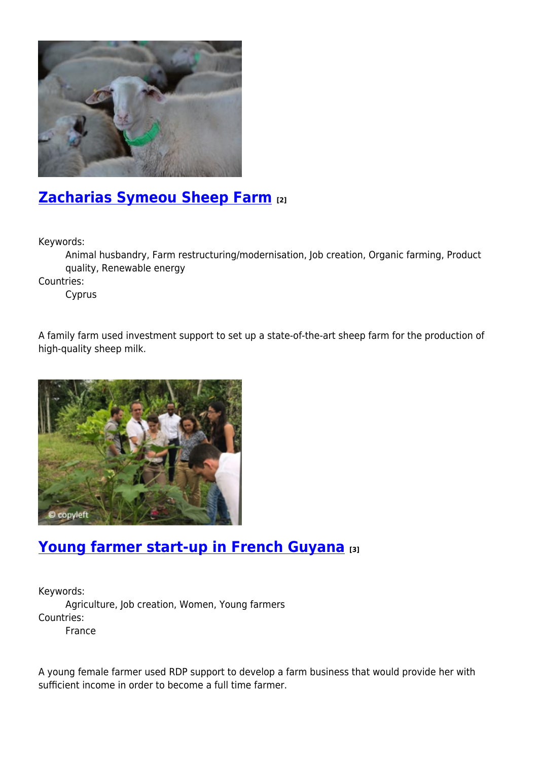## Zacharias Symeou Sheep Farm [2]

Keywords:
: Animal husbandry, Farm restructuring/modernisation, Job creation, Organic farming, Product quality, Renewable energy

Countries:
: Cyprus

A family farm used investment support to set up a state-of-the-art sheep farm for the production of high-quality sheep milk.

## Young farmer start-up in French Guyana [3]

Keywords:
: Agriculture, Job creation, Women, Young farmers

Countries:
: France

A young female farmer used RDP support to develop a farm business that would provide her with sufficient income in order to become a full time farmer.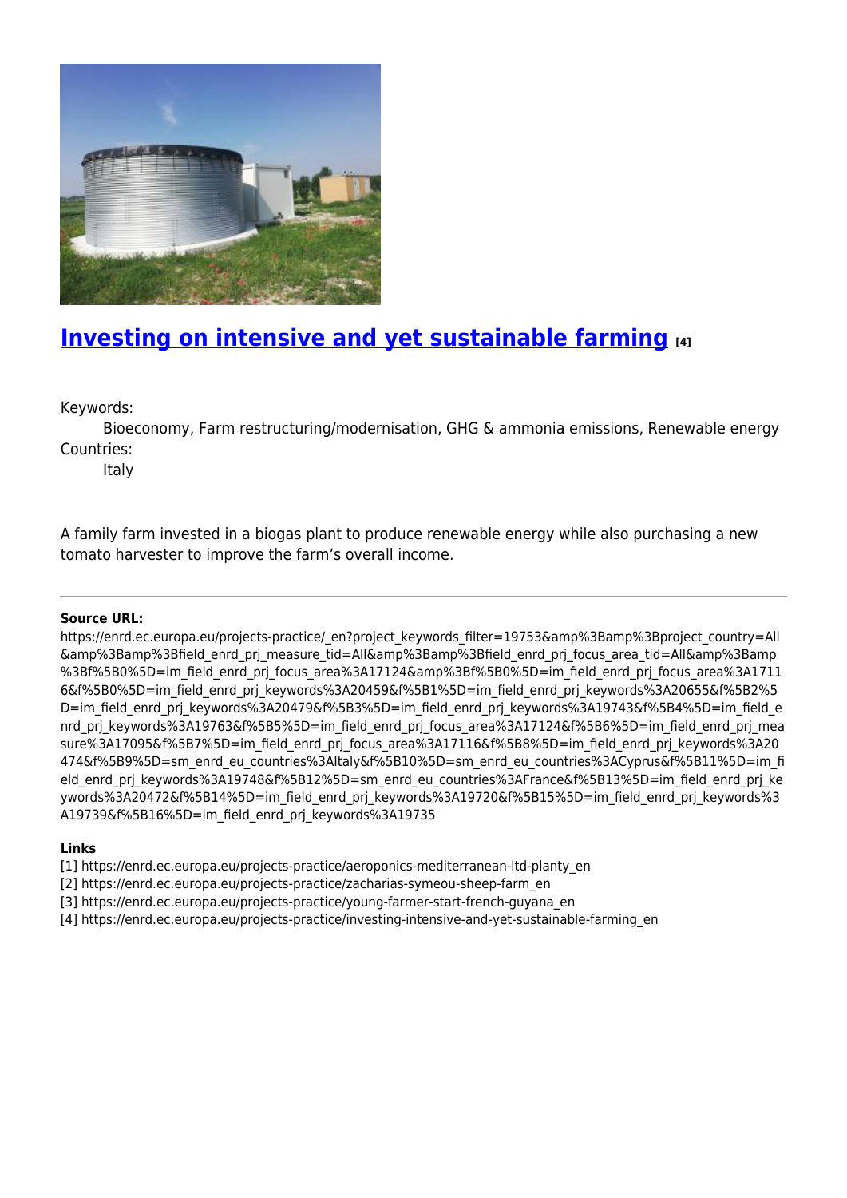## Investing on intensive and yet sustainable farming [4]

Keywords:
: Bioeconomy, Farm restructuring/modernisation, GHG & ammonia emissions, Renewable energy

Countries:
: Italy

A family farm invested in a biogas plant to produce renewable energy while also purchasing a new tomato harvester to improve the farm's overall income.

---

**Source URL:** https://enrd.ec.europa.eu/projects-practice/_en?project_keywords_filter=19753&amp%3Bamp%3Bproject_country=All&amp%3Bamp%3Bfield_enrd_prj_measure_tid=All&amp%3Bamp%3Bfield_enrd_prj_focus_area_tid=All&amp%3Bamp%3Bf%5B0%5D=im_field_enrd_prj_focus_area%3A17124&amp%3Bf%5B0%5D=im_field_enrd_prj_focus_area%3A17116&f%5B0%5D=im_field_enrd_prj_keywords%3A20459&f%5B1%5D=im_field_enrd_prj_keywords%3A20655&f%5B2%5D=im_field_enrd_prj_keywords%3A20479&f%5B3%5D=im_field_enrd_prj_keywords%3A19743&f%5B4%5D=im_field_enrd_prj_keywords%3A19763&f%5B5%5D=im_field_enrd_prj_focus_area%3A17124&f%5B6%5D=im_field_enrd_prj_measure%3A17095&f%5B7%5D=im_field_enrd_prj_focus_area%3A17116&f%5B8%5D=im_field_enrd_prj_keywords%3A20474&f%5B9%5D=sm_enrd_eu_countries%3AItaly&f%5B10%5D=sm_enrd_eu_countries%3ACyprus&f%5B11%5D=im_field_enrd_prj_keywords%3A19748&f%5B12%5D=sm_enrd_eu_countries%3AFrance&f%5B13%5D=im_field_enrd_prj_keywords%3A20472&f%5B14%5D=im_field_enrd_prj_keywords%3A19720&f%5B15%5D=im_field_enrd_prj_keywords%3A19739&f%5B16%5D=im_field_enrd_prj_keywords%3A19735

**Links**

[1] https://enrd.ec.europa.eu/projects-practice/aeroponics-mediterranean-ltd-planty_en
[2] https://enrd.ec.europa.eu/projects-practice/zacharias-symeou-sheep-farm_en
[3] https://enrd.ec.europa.eu/projects-practice/young-farmer-start-french-guyana_en
[4] https://enrd.ec.europa.eu/projects-practice/investing-intensive-and-yet-sustainable-farming_en